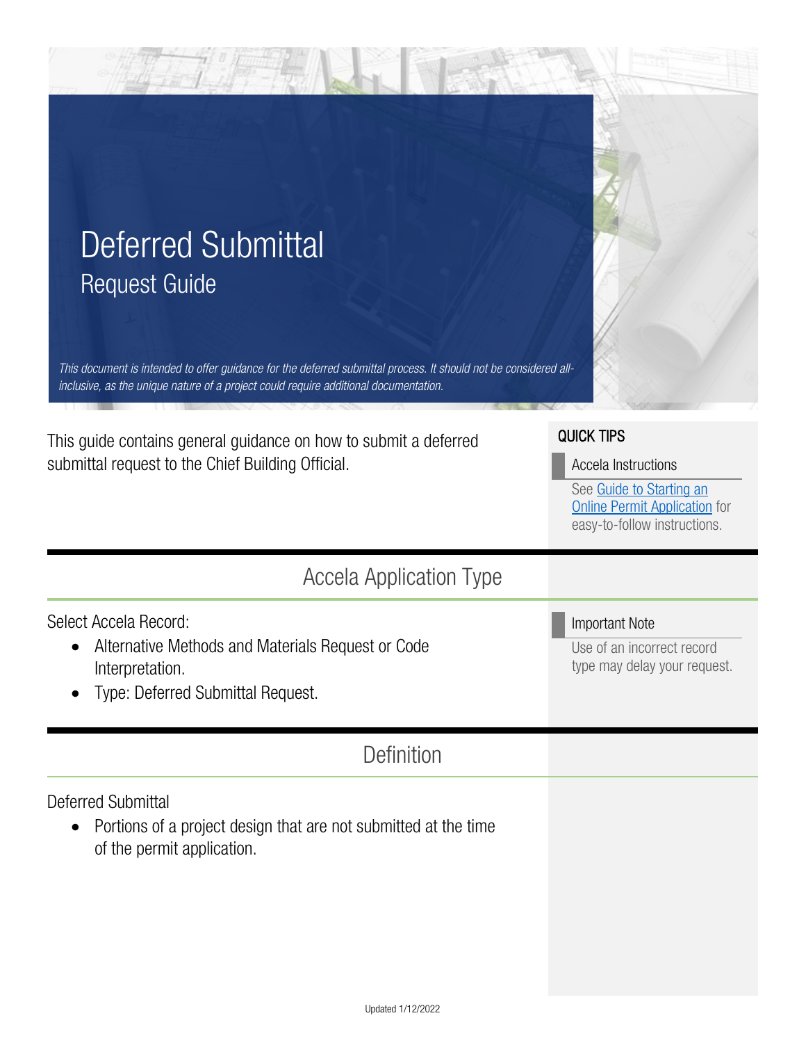# Deferred Submittal

## Request Guide

*This document is intended to offer guidance for the deferred submittal process. It should not be considered all-inclusive, as the unique nature of a project could require additional documentation.*

This guide contains general guidance on how to submit a deferred submittal request to the Chief Building Official.

**QUICK TIPS**

**Accela Instructions**

See [Guide to Starting an Online Permit Application]() for easy-to-follow instructions.

## Accela Application Type

Select Accela Record:

- Alternative Methods and Materials Request or Code Interpretation.
- Type: Deferred Submittal Request.

**Important Note**

Use of an incorrect record type may delay your request.

## Definition

Deferred Submittal

- Portions of a project design that are not submitted at the time of the permit application.

Updated 1/12/2022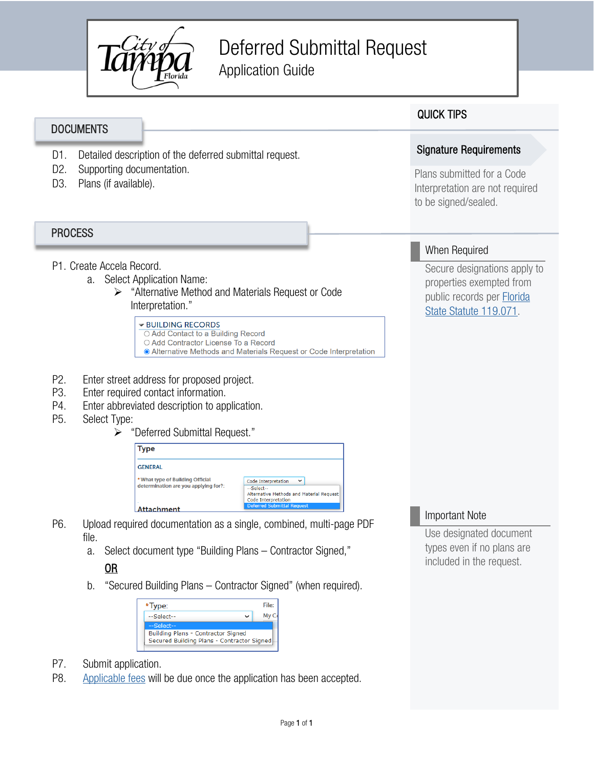# Deferred Submittal Request

## Application Guide

## DOCUMENTS

D1. Detailed description of the deferred submittal request.
D2. Supporting documentation.
D3. Plans (if available).

## PROCESS

P1. Create Accela Record.

a. Select Application Name:

➢ "Alternative Method and Materials Request or Code Interpretation."

BUILDING RECORDS
- Add Contact to a Building Record
- Add Contractor License To a Record
- Alternative Methods and Materials Request or Code Interpretation

P2. Enter street address for proposed project.
P3. Enter required contact information.
P4. Enter abbreviated description to application.
P5. Select Type:

➢ "Deferred Submittal Request."

Type

GENERAL

* What type of Building Official determination are you applying for?: Code Interpretation
--Select--
Alternative Methods and Material Request
Code Interpretation
Deferred Submittal Request

Attachment

P6. Upload required documentation as a single, combined, multi-page PDF file.

a. Select document type "Building Plans – Contractor Signed,"

**OR**

b. "Secured Building Plans – Contractor Signed" (when required).

*Type: --Select-- File: My C
--Select--
Building Plans - Contractor Signed
Secured Building Plans - Contractor Signed

P7. Submit application.
P8. Applicable fees will be due once the application has been accepted.

## QUICK TIPS

### Signature Requirements

Plans submitted for a Code Interpretation are not required to be signed/sealed.

### When Required

Secure designations apply to properties exempted from public records per Florida State Statute 119.071.

### Important Note

Use designated document types even if no plans are included in the request.